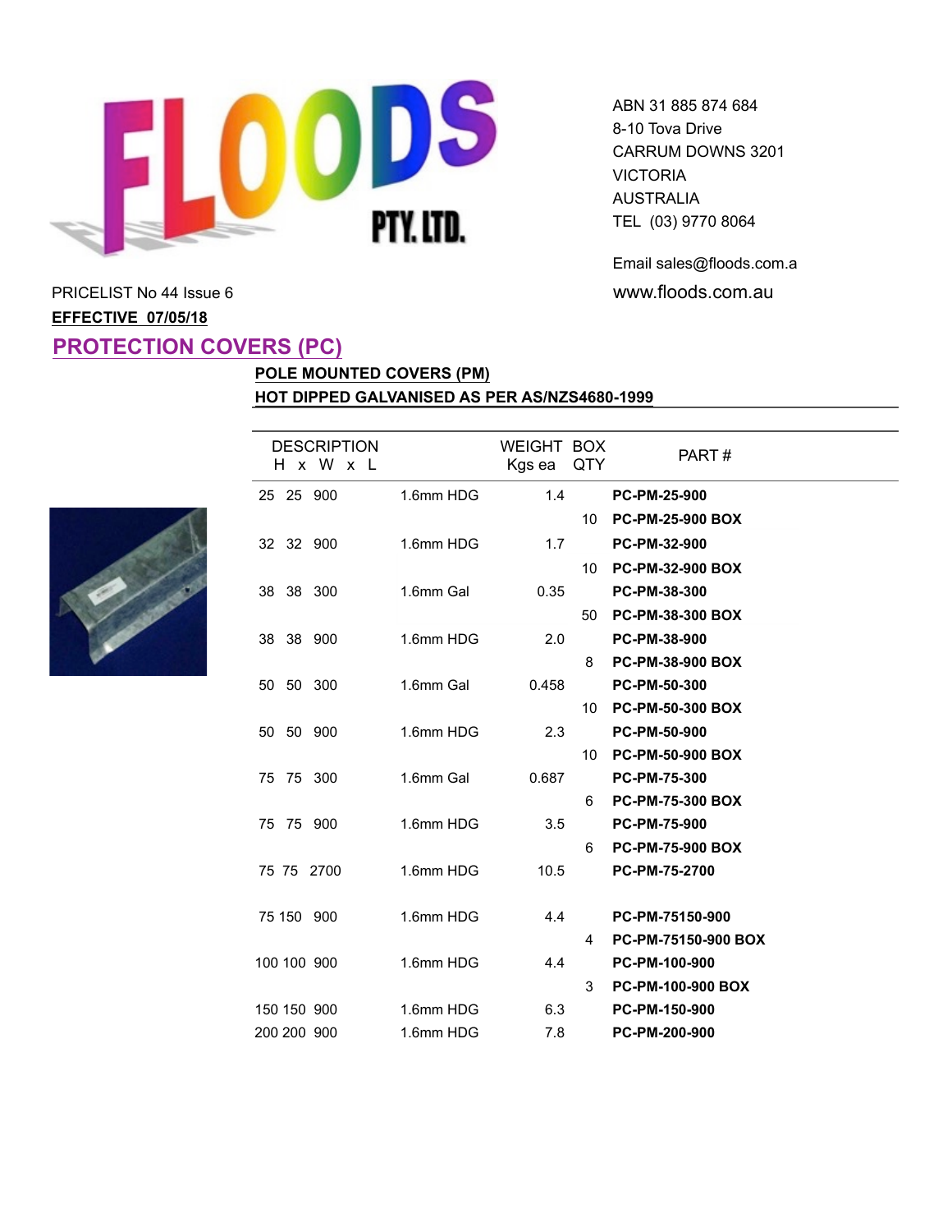**FLOODS PTY. LTD.**

ABN 31 885 874 684
8-10 Tova Drive
CARRUM DOWNS 3201
VICTORIA
AUSTRALIA
TEL (03) 9770 8064

Email sales@floods.com.a
www.floods.com.au

PRICELIST No 44 Issue 6

**EFFECTIVE 07/05/18**

## PROTECTION COVERS (PC)

### POLE MOUNTED COVERS (PM)

### HOT DIPPED GALVANISED AS PER AS/NZS4680-1999

| DESCRIPTION H x W x L | | WEIGHT Kgs ea | BOX QTY | PART # |
|---|---|---|---|---|
| 25 25 900 | 1.6mm HDG | 1.4 | | **PC-PM-25-900** |
| | | | 10 | **PC-PM-25-900 BOX** |
| 32 32 900 | 1.6mm HDG | 1.7 | | **PC-PM-32-900** |
| | | | 10 | **PC-PM-32-900 BOX** |
| 38 38 300 | 1.6mm Gal | 0.35 | | **PC-PM-38-300** |
| | | | 50 | **PC-PM-38-300 BOX** |
| 38 38 900 | 1.6mm HDG | 2.0 | | **PC-PM-38-900** |
| | | | 8 | **PC-PM-38-900 BOX** |
| 50 50 300 | 1.6mm Gal | 0.458 | | **PC-PM-50-300** |
| | | | 10 | **PC-PM-50-300 BOX** |
| 50 50 900 | 1.6mm HDG | 2.3 | | **PC-PM-50-900** |
| | | | 10 | **PC-PM-50-900 BOX** |
| 75 75 300 | 1.6mm Gal | 0.687 | | **PC-PM-75-300** |
| | | | 6 | **PC-PM-75-300 BOX** |
| 75 75 900 | 1.6mm HDG | 3.5 | | **PC-PM-75-900** |
| | | | 6 | **PC-PM-75-900 BOX** |
| 75 75 2700 | 1.6mm HDG | 10.5 | | **PC-PM-75-2700** |
| 75 150 900 | 1.6mm HDG | 4.4 | | **PC-PM-75150-900** |
| | | | 4 | **PC-PM-75150-900 BOX** |
| 100 100 900 | 1.6mm HDG | 4.4 | | **PC-PM-100-900** |
| | | | 3 | **PC-PM-100-900 BOX** |
| 150 150 900 | 1.6mm HDG | 6.3 | | **PC-PM-150-900** |
| 200 200 900 | 1.6mm HDG | 7.8 | | **PC-PM-200-900** |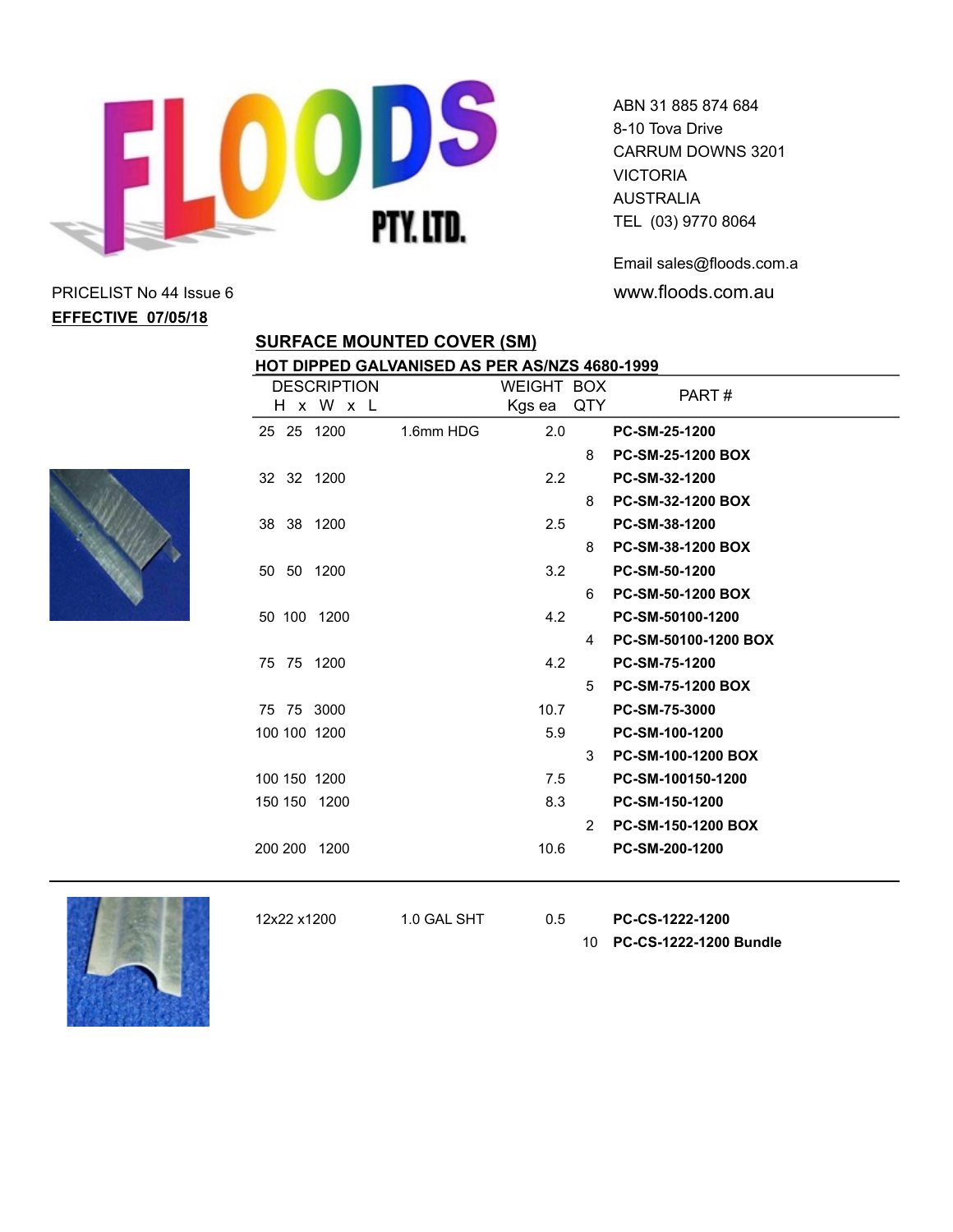FLOODS PTY. LTD.

ABN 31 885 874 684
8-10 Tova Drive
CARRUM DOWNS 3201
VICTORIA
AUSTRALIA
TEL (03) 9770 8064

Email sales@floods.com.a
www.floods.com.au

PRICELIST No 44 Issue 6

**EFFECTIVE 07/05/18**

## SURFACE MOUNTED COVER (SM)

### HOT DIPPED GALVANISED AS PER AS/NZS 4680-1999

| DESCRIPTION H x W x L | | WEIGHT Kgs ea | BOX QTY | PART # |
|---|---|---|---|---|
| 25 25 1200 | 1.6mm HDG | 2.0 | | **PC-SM-25-1200** |
| | | | 8 | **PC-SM-25-1200 BOX** |
| 32 32 1200 | | 2.2 | | **PC-SM-32-1200** |
| | | | 8 | **PC-SM-32-1200 BOX** |
| 38 38 1200 | | 2.5 | | **PC-SM-38-1200** |
| | | | 8 | **PC-SM-38-1200 BOX** |
| 50 50 1200 | | 3.2 | | **PC-SM-50-1200** |
| | | | 6 | **PC-SM-50-1200 BOX** |
| 50 100 1200 | | 4.2 | | **PC-SM-50100-1200** |
| | | | 4 | **PC-SM-50100-1200 BOX** |
| 75 75 1200 | | 4.2 | | **PC-SM-75-1200** |
| | | | 5 | **PC-SM-75-1200 BOX** |
| 75 75 3000 | | 10.7 | | **PC-SM-75-3000** |
| 100 100 1200 | | 5.9 | | **PC-SM-100-1200** |
| | | | 3 | **PC-SM-100-1200 BOX** |
| 100 150 1200 | | 7.5 | | **PC-SM-100150-1200** |
| 150 150 1200 | | 8.3 | | **PC-SM-150-1200** |
| | | | 2 | **PC-SM-150-1200 BOX** |
| 200 200 1200 | | 10.6 | | **PC-SM-200-1200** |

| DESCRIPTION | | WEIGHT Kgs ea | BOX QTY | PART # |
|---|---|---|---|---|
| 12x22 x1200 | 1.0 GAL SHT | 0.5 | | **PC-CS-1222-1200** |
| | | | 10 | **PC-CS-1222-1200 Bundle** |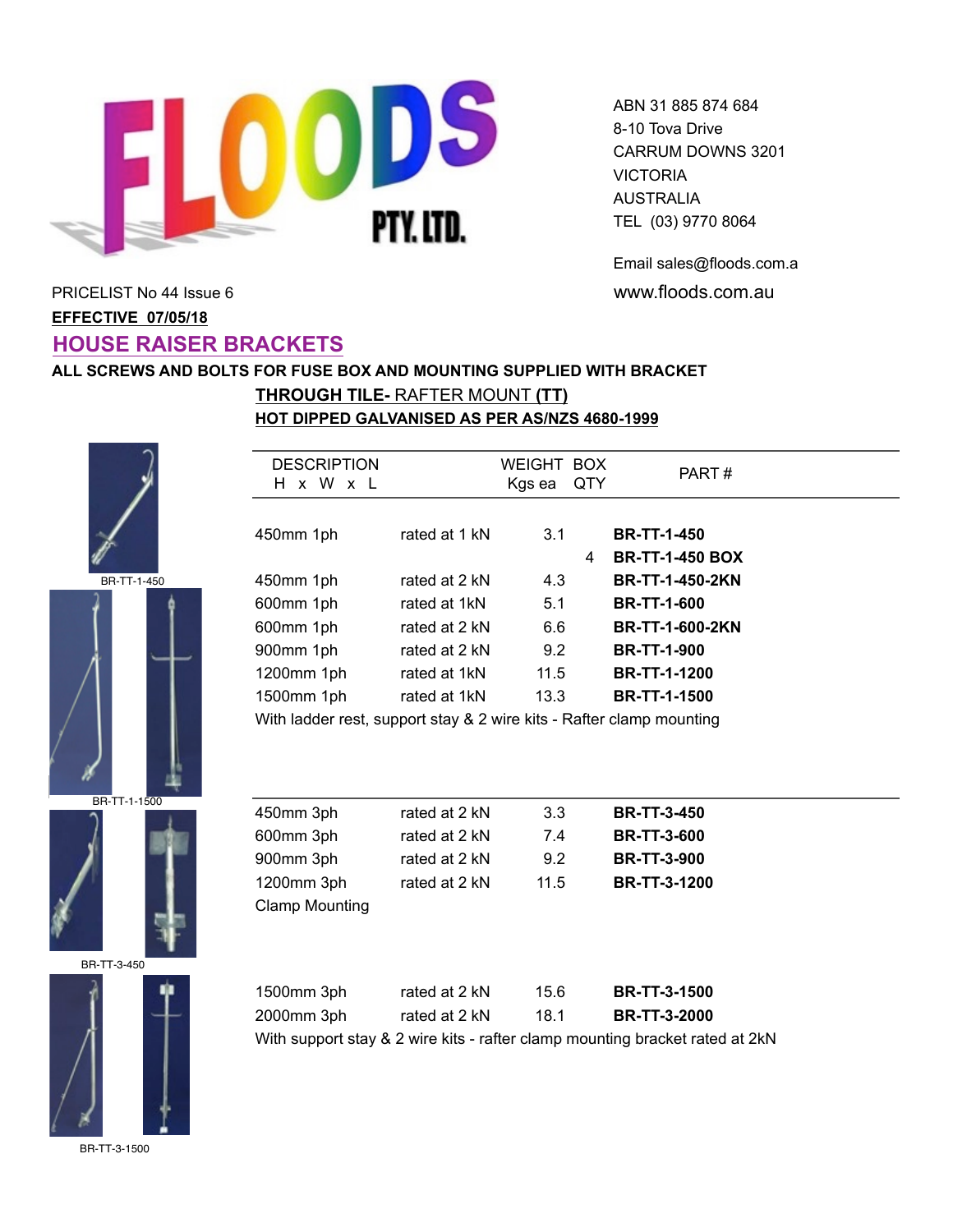FLOODS PTY. LTD.

ABN 31 885 874 684
8-10 Tova Drive
CARRUM DOWNS 3201
VICTORIA
AUSTRALIA
TEL (03) 9770 8064

Email sales@floods.com.a
www.floods.com.au

PRICELIST No 44 Issue 6

**EFFECTIVE 07/05/18**

## HOUSE RAISER BRACKETS

**ALL SCREWS AND BOLTS FOR FUSE BOX AND MOUNTING SUPPLIED WITH BRACKET**

**THROUGH TILE-** RAFTER MOUNT **(TT)**

**HOT DIPPED GALVANISED AS PER AS/NZS 4680-1999**

| DESCRIPTION H x W x L | | WEIGHT Kgs ea | BOX QTY | PART # |
|---|---|---|---|---|
| 450mm 1ph | rated at 1 kN | 3.1 | | **BR-TT-1-450** |
| | | | 4 | **BR-TT-1-450 BOX** |
| 450mm 1ph | rated at 2 kN | 4.3 | | **BR-TT-1-450-2KN** |
| 600mm 1ph | rated at 1kN | 5.1 | | **BR-TT-1-600** |
| 600mm 1ph | rated at 2 kN | 6.6 | | **BR-TT-1-600-2KN** |
| 900mm 1ph | rated at 2 kN | 9.2 | | **BR-TT-1-900** |
| 1200mm 1ph | rated at 1kN | 11.5 | | **BR-TT-1-1200** |
| 1500mm 1ph | rated at 1kN | 13.3 | | **BR-TT-1-1500** |

With ladder rest, support stay & 2 wire kits - Rafter clamp mounting

BR-TT-1-450

BR-TT-1-1500

| DESCRIPTION H x W x L | | WEIGHT Kgs ea | BOX QTY | PART # |
|---|---|---|---|---|
| 450mm 3ph | rated at 2 kN | 3.3 | | **BR-TT-3-450** |
| 600mm 3ph | rated at 2 kN | 7.4 | | **BR-TT-3-600** |
| 900mm 3ph | rated at 2 kN | 9.2 | | **BR-TT-3-900** |
| 1200mm 3ph | rated at 2 kN | 11.5 | | **BR-TT-3-1200** |

Clamp Mounting

BR-TT-3-450

| DESCRIPTION H x W x L | | WEIGHT Kgs ea | BOX QTY | PART # |
|---|---|---|---|---|
| 1500mm 3ph | rated at 2 kN | 15.6 | | **BR-TT-3-1500** |
| 2000mm 3ph | rated at 2 kN | 18.1 | | **BR-TT-3-2000** |

With support stay & 2 wire kits - rafter clamp mounting bracket rated at 2kN

BR-TT-3-1500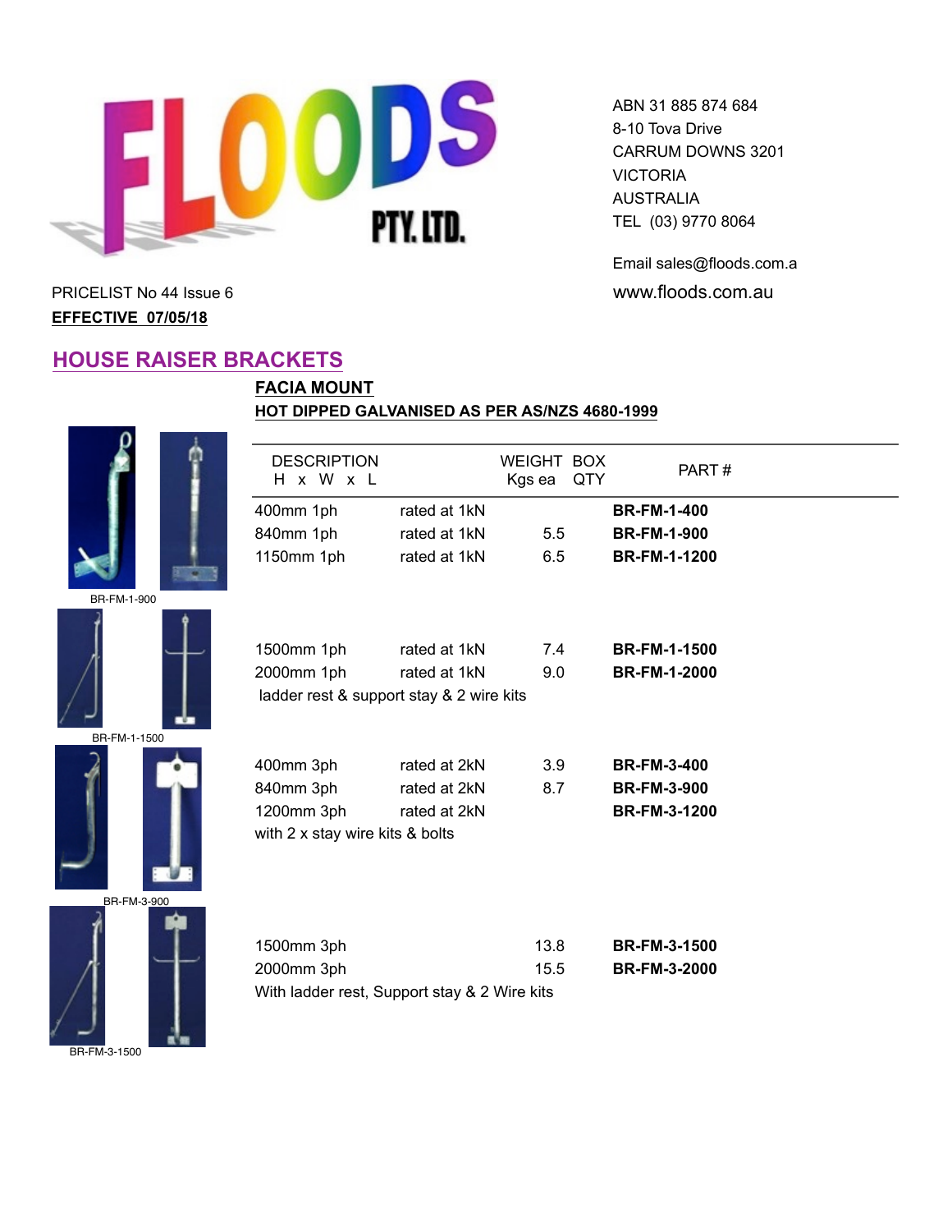FLOODS PTY. LTD.

ABN 31 885 874 684
8-10 Tova Drive
CARRUM DOWNS 3201
VICTORIA
AUSTRALIA
TEL (03) 9770 8064

Email sales@floods.com.a
www.floods.com.au

PRICELIST No 44 Issue 6

**EFFECTIVE 07/05/18**

## HOUSE RAISER BRACKETS

**FACIA MOUNT**

**HOT DIPPED GALVANISED AS PER AS/NZS 4680-1999**

| DESCRIPTION H x W x L | | WEIGHT Kgs ea | BOX QTY | PART # |
|---|---|---|---|---|
| 400mm 1ph | rated at 1kN | | | **BR-FM-1-400** |
| 840mm 1ph | rated at 1kN | 5.5 | | **BR-FM-1-900** |
| 1150mm 1ph | rated at 1kN | 6.5 | | **BR-FM-1-1200** |
| 1500mm 1ph | rated at 1kN | 7.4 | | **BR-FM-1-1500** |
| 2000mm 1ph | rated at 1kN | 9.0 | | **BR-FM-1-2000** |
| ladder rest & support stay & 2 wire kits | | | | |
| 400mm 3ph | rated at 2kN | 3.9 | | **BR-FM-3-400** |
| 840mm 3ph | rated at 2kN | 8.7 | | **BR-FM-3-900** |
| 1200mm 3ph | rated at 2kN | | | **BR-FM-3-1200** |
| with 2 x stay wire kits & bolts | | | | |
| 1500mm 3ph | | 13.8 | | **BR-FM-3-1500** |
| 2000mm 3ph | | 15.5 | | **BR-FM-3-2000** |
| With ladder rest, Support stay & 2 Wire kits | | | | |

BR-FM-1-900

BR-FM-1-1500

BR-FM-3-900

BR-FM-3-1500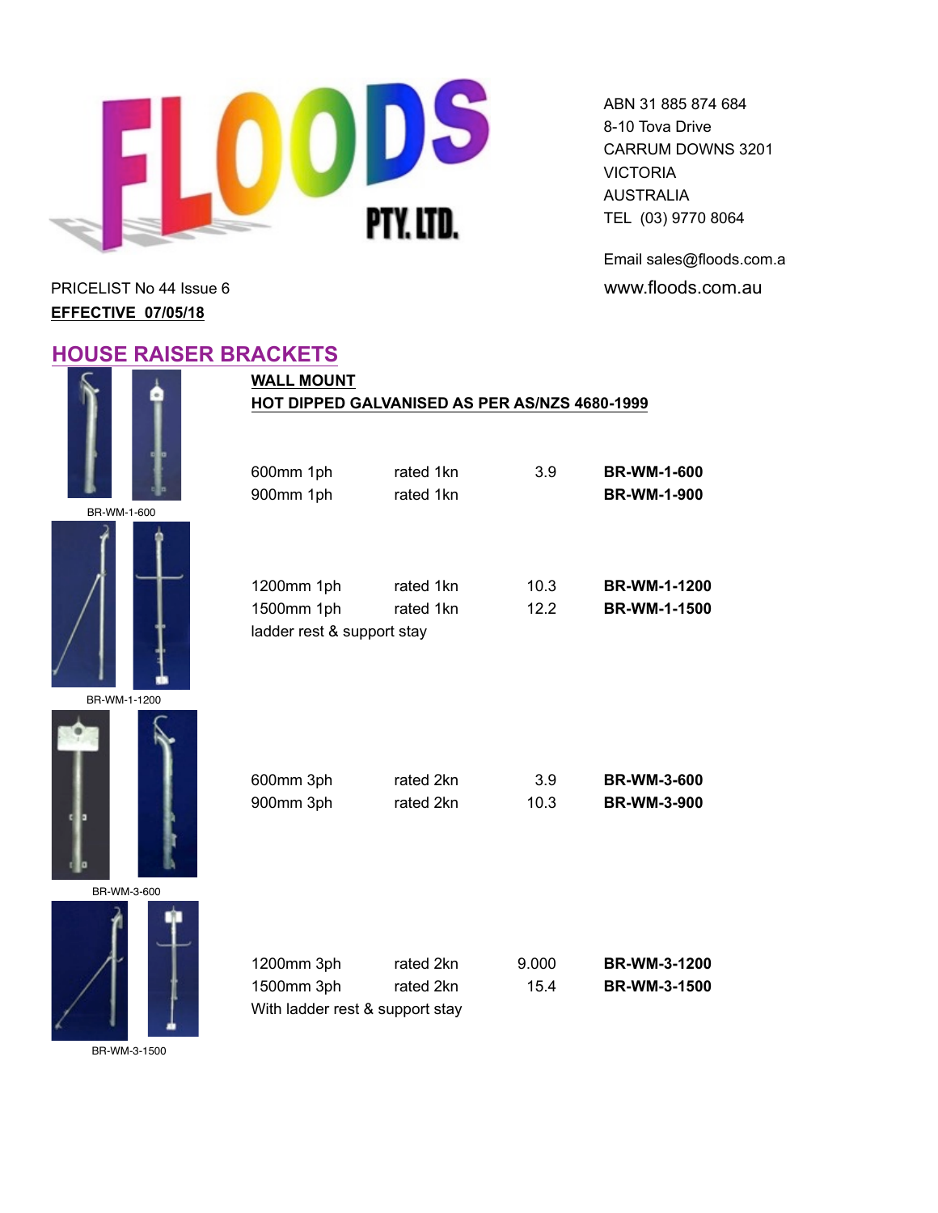ABN 31 885 874 684
8-10 Tova Drive
CARRUM DOWNS 3201
VICTORIA
AUSTRALIA
TEL (03) 9770 8064

Email sales@floods.com.a
www.floods.com.au

PRICELIST No 44 Issue 6
**EFFECTIVE 07/05/18**

## HOUSE RAISER BRACKETS

**WALL MOUNT**
**HOT DIPPED GALVANISED AS PER AS/NZS 4680-1999**

BR-WM-1-600

| | | | |
|---|---|---|---|
| 600mm 1ph | rated 1kn | 3.9 | **BR-WM-1-600** |
| 900mm 1ph | rated 1kn | | **BR-WM-1-900** |

BR-WM-1-1200

| | | | |
|---|---|---|---|
| 1200mm 1ph | rated 1kn | 10.3 | **BR-WM-1-1200** |
| 1500mm 1ph | rated 1kn | 12.2 | **BR-WM-1-1500** |

ladder rest & support stay

BR-WM-3-600

| | | | |
|---|---|---|---|
| 600mm 3ph | rated 2kn | 3.9 | **BR-WM-3-600** |
| 900mm 3ph | rated 2kn | 10.3 | **BR-WM-3-900** |

BR-WM-3-1500

| | | | |
|---|---|---|---|
| 1200mm 3ph | rated 2kn | 9.000 | **BR-WM-3-1200** |
| 1500mm 3ph | rated 2kn | 15.4 | **BR-WM-3-1500** |

With ladder rest & support stay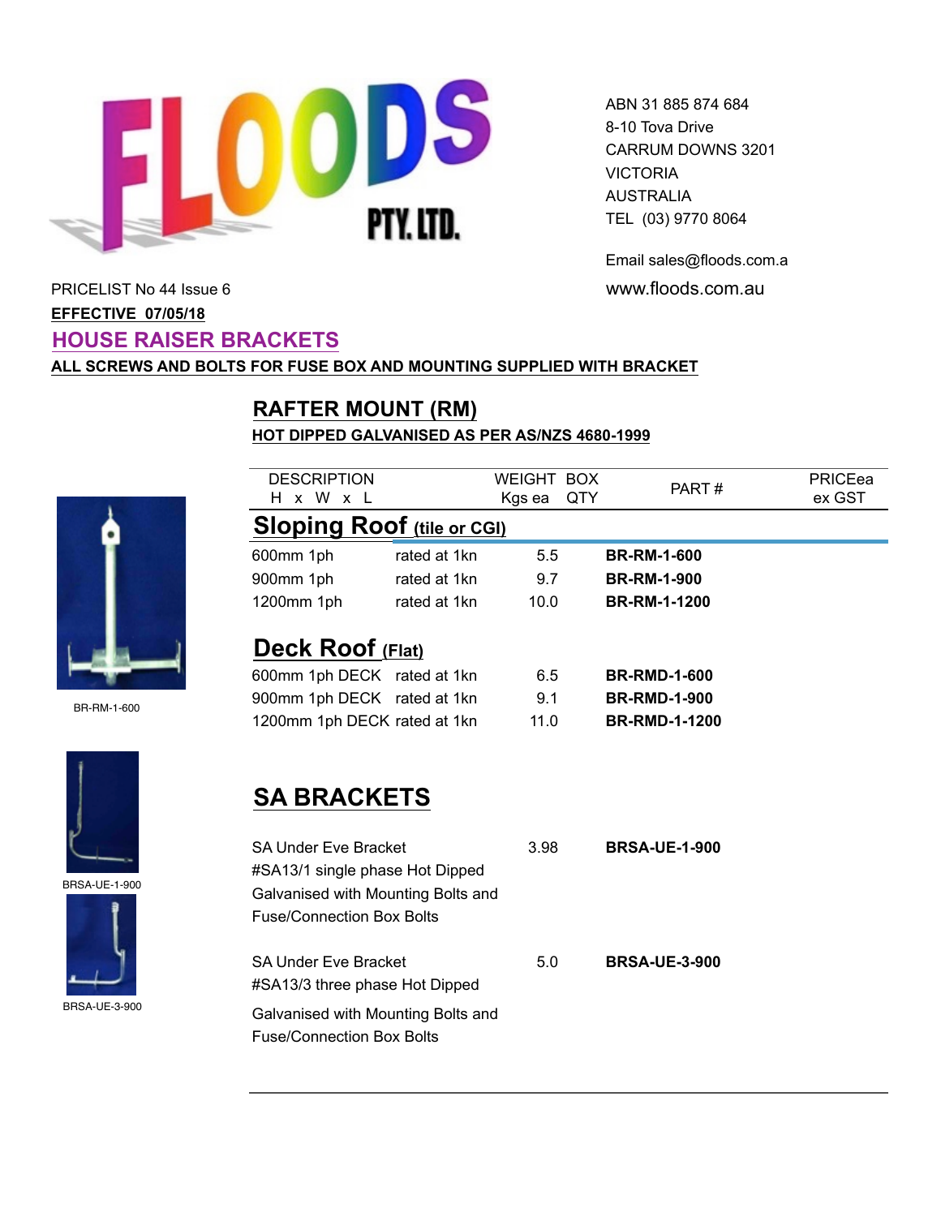ABN 31 885 874 684
8-10 Tova Drive
CARRUM DOWNS 3201
VICTORIA
AUSTRALIA
TEL (03) 9770 8064

Email sales@floods.com.a
www.floods.com.au

PRICELIST No 44 Issue 6

**EFFECTIVE 07/05/18**

# HOUSE RAISER BRACKETS

**ALL SCREWS AND BOLTS FOR FUSE BOX AND MOUNTING SUPPLIED WITH BRACKET**

## RAFTER MOUNT (RM)

**HOT DIPPED GALVANISED AS PER AS/NZS 4680-1999**

| DESCRIPTION H x W x L | | WEIGHT Kgs ea | BOX QTY | PART # | PRICEea ex GST |
|---|---|---|---|---|---|
| **Sloping Roof (tile or CGI)** | | | | | |
| 600mm 1ph | rated at 1kn | 5.5 | | **BR-RM-1-600** | |
| 900mm 1ph | rated at 1kn | 9.7 | | **BR-RM-1-900** | |
| 1200mm 1ph | rated at 1kn | 10.0 | | **BR-RM-1-1200** | |
| **Deck Roof (Flat)** | | | | | |
| 600mm 1ph DECK | rated at 1kn | 6.5 | | **BR-RMD-1-600** | |
| 900mm 1ph DECK | rated at 1kn | 9.1 | | **BR-RMD-1-900** | |
| 1200mm 1ph DECK | rated at 1kn | 11.0 | | **BR-RMD-1-1200** | |

BR-RM-1-600

## SA BRACKETS

| DESCRIPTION | WEIGHT Kgs ea | BOX QTY | PART # | PRICEea ex GST |
|---|---|---|---|---|
| SA Under Eve Bracket #SA13/1 single phase Hot Dipped Galvanised with Mounting Bolts and Fuse/Connection Box Bolts | 3.98 | | **BRSA-UE-1-900** | |
| SA Under Eve Bracket #SA13/3 three phase Hot Dipped Galvanised with Mounting Bolts and Fuse/Connection Box Bolts | 5.0 | | **BRSA-UE-3-900** | |

BRSA-UE-1-900

BRSA-UE-3-900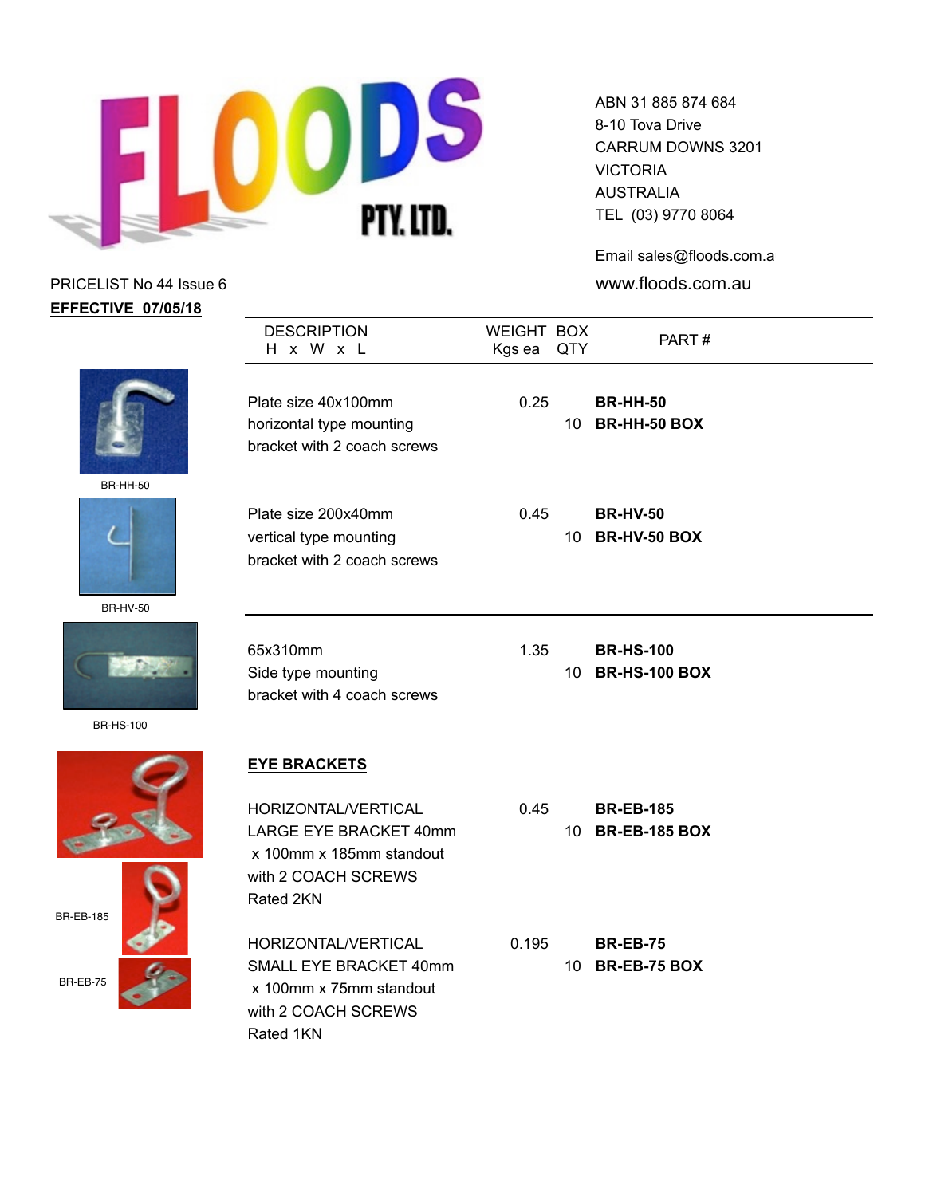FLOODS PTY. LTD.

ABN 31 885 874 684
8-10 Tova Drive
CARRUM DOWNS 3201
VICTORIA
AUSTRALIA
TEL (03) 9770 8064

Email sales@floods.com.a
www.floods.com.au

PRICELIST No 44 Issue 6

**EFFECTIVE 07/05/18**

| DESCRIPTION H x W x L | WEIGHT Kgs ea | BOX QTY | PART # |
|---|---|---|---|
| Plate size 40x100mm horizontal type mounting bracket with 2 coach screws | 0.25 | | **BR-HH-50** |
| | | 10 | **BR-HH-50 BOX** |
| Plate size 200x40mm vertical type mounting bracket with 2 coach screws | 0.45 | | **BR-HV-50** |
| | | 10 | **BR-HV-50 BOX** |
| 65x310mm Side type mounting bracket with 4 coach screws | 1.35 | | **BR-HS-100** |
| | | 10 | **BR-HS-100 BOX** |

BR-HH-50

BR-HV-50

BR-HS-100

**EYE BRACKETS**

| DESCRIPTION | WEIGHT Kgs ea | BOX QTY | PART # |
|---|---|---|---|
| HORIZONTAL/VERTICAL LARGE EYE BRACKET 40mm x 100mm x 185mm standout with 2 COACH SCREWS Rated 2KN | 0.45 | | **BR-EB-185** |
| | | 10 | **BR-EB-185 BOX** |
| HORIZONTAL/VERTICAL SMALL EYE BRACKET 40mm x 100mm x 75mm standout with 2 COACH SCREWS Rated 1KN | 0.195 | | **BR-EB-75** |
| | | 10 | **BR-EB-75 BOX** |

BR-EB-185

BR-EB-75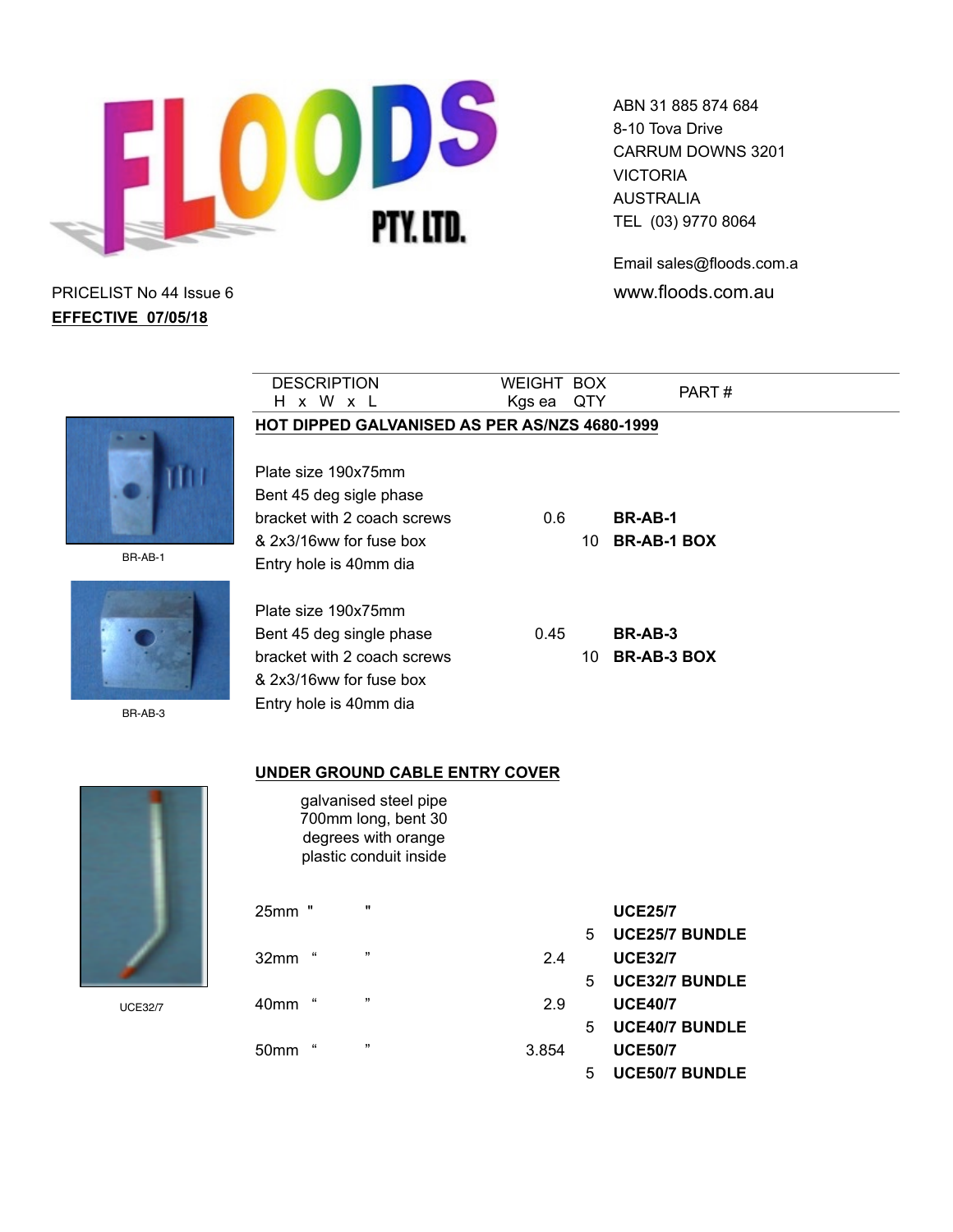# FLOODS PTY. LTD.

ABN 31 885 874 684
8-10 Tova Drive
CARRUM DOWNS 3201
VICTORIA
AUSTRALIA
TEL (03) 9770 8064

Email sales@floods.com.a
www.floods.com.au

PRICELIST No 44 Issue 6

**EFFECTIVE 07/05/18**

| DESCRIPTION H x W x L | WEIGHT Kgs ea | BOX QTY | PART # |
|---|---|---|---|
| **HOT DIPPED GALVANISED AS PER AS/NZS 4680-1999** | | | |
| Plate size 190x75mm Bent 45 deg sigle phase bracket with 2 coach screws & 2x3/16ww for fuse box Entry hole is 40mm dia | 0.6 | | **BR-AB-1** |
| | | 10 | **BR-AB-1 BOX** |
| Plate size 190x75mm Bent 45 deg single phase bracket with 2 coach screws & 2x3/16ww for fuse box Entry hole is 40mm dia | 0.45 | | **BR-AB-3** |
| | | 10 | **BR-AB-3 BOX** |

BR-AB-1

BR-AB-3

**UNDER GROUND CABLE ENTRY COVER**

galvanised steel pipe 700mm long, bent 30 degrees with orange plastic conduit inside

| DESCRIPTION | WEIGHT Kgs ea | BOX QTY | PART # |
|---|---|---|---|
| 25mm " " | | | **UCE25/7** |
| | | 5 | **UCE25/7 BUNDLE** |
| 32mm " " | 2.4 | | **UCE32/7** |
| | | 5 | **UCE32/7 BUNDLE** |
| 40mm " " | 2.9 | | **UCE40/7** |
| | | 5 | **UCE40/7 BUNDLE** |
| 50mm " " | 3.854 | | **UCE50/7** |
| | | 5 | **UCE50/7 BUNDLE** |

UCE32/7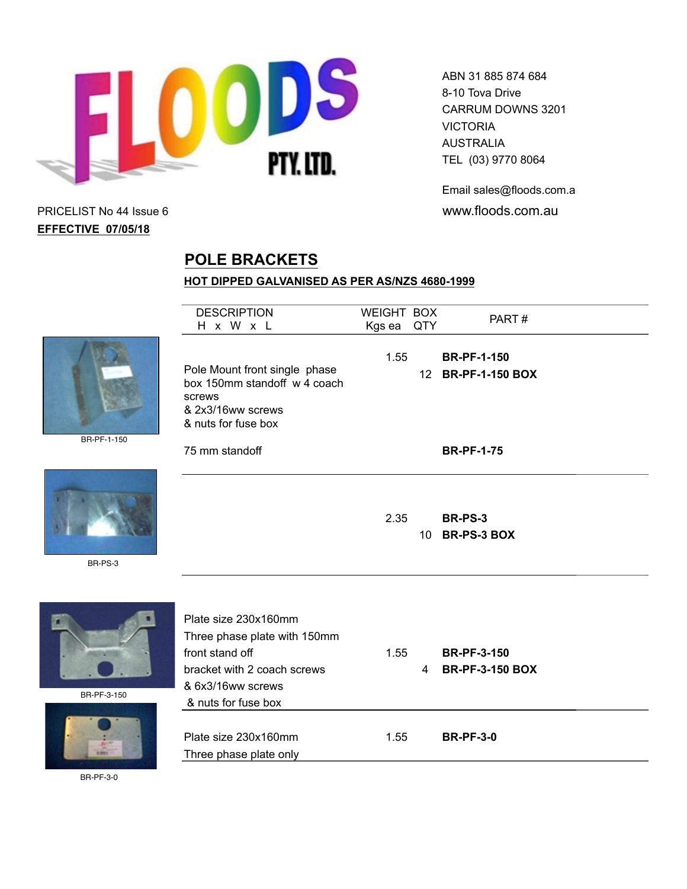FLOODS PTY. LTD.

ABN 31 885 874 684
8-10 Tova Drive
CARRUM DOWNS 3201
VICTORIA
AUSTRALIA
TEL (03) 9770 8064

Email sales@floods.com.a
www.floods.com.au

PRICELIST No 44 Issue 6
**EFFECTIVE 07/05/18**

## POLE BRACKETS

**HOT DIPPED GALVANISED AS PER AS/NZS 4680-1999**

| Image | DESCRIPTION H x W x L | WEIGHT Kgs ea | BOX QTY | PART # |
|---|---|---|---|---|
| BR-PF-1-150 | Pole Mount front single phase box 150mm standoff w 4 coach screws & 2x3/16ww screws & nuts for fuse box | 1.55 | | **BR-PF-1-150** |
| | | | 12 | **BR-PF-1-150 BOX** |
| | 75 mm standoff | | | **BR-PF-1-75** |
| BR-PS-3 | | 2.35 | | **BR-PS-3** |
| | | | 10 | **BR-PS-3 BOX** |
| BR-PF-3-150 | Plate size 230x160mm Three phase plate with 150mm front stand off bracket with 2 coach screws & 6x3/16ww screws & nuts for fuse box | 1.55 | | **BR-PF-3-150** |
| | | | 4 | **BR-PF-3-150 BOX** |
| BR-PF-3-0 | Plate size 230x160mm Three phase plate only | 1.55 | | **BR-PF-3-0** |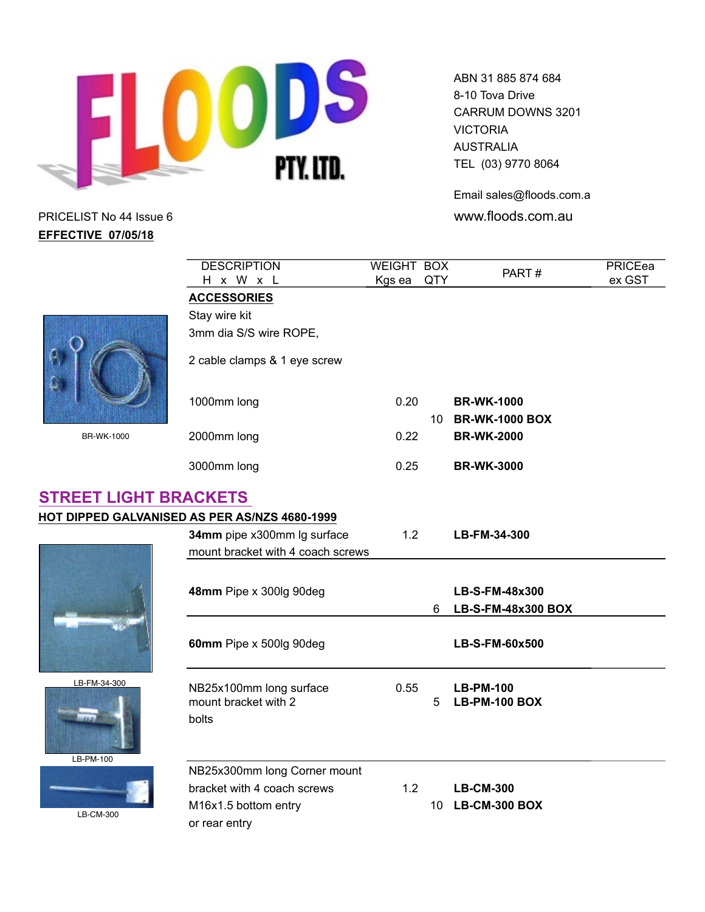ABN 31 885 874 684
8-10 Tova Drive
CARRUM DOWNS 3201
VICTORIA
AUSTRALIA
TEL (03) 9770 8064

Email sales@floods.com.a
www.floods.com.au

PRICELIST No 44 Issue 6
**EFFECTIVE 07/05/18**

| DESCRIPTION H x W x L | WEIGHT Kgs ea | BOX QTY | PART # | PRICEea ex GST |
|---|---|---|---|---|
| **ACCESSORIES** | | | | |
| Stay wire kit 3mm dia S/S wire ROPE, 2 cable clamps & 1 eye screw | | | | |
| 1000mm long | 0.20 | | **BR-WK-1000** | |
| | | 10 | **BR-WK-1000 BOX** | |
| 2000mm long | 0.22 | | **BR-WK-2000** | |
| 3000mm long | 0.25 | | **BR-WK-3000** | |

BR-WK-1000

## STREET LIGHT BRACKETS

**HOT DIPPED GALVANISED AS PER AS/NZS 4680-1999**

| DESCRIPTION H x W x L | WEIGHT Kgs ea | BOX QTY | PART # | PRICEea ex GST |
|---|---|---|---|---|
| **34mm** pipe x300mm lg surface mount bracket with 4 coach screws | 1.2 | | **LB-FM-34-300** | |
| **48mm** Pipe x 300lg 90deg | | | **LB-S-FM-48x300** | |
| | | 6 | **LB-S-FM-48x300 BOX** | |
| **60mm** Pipe x 500lg 90deg | | | **LB-S-FM-60x500** | |
| NB25x100mm long surface mount bracket with 2 bolts | 0.55 | | **LB-PM-100** | |
| | | 5 | **LB-PM-100 BOX** | |
| NB25x300mm long Corner mount bracket with 4 coach screws M16x1.5 bottom entry or rear entry | 1.2 | | **LB-CM-300** | |
| | | 10 | **LB-CM-300 BOX** | |

LB-FM-34-300

LB-PM-100

LB-CM-300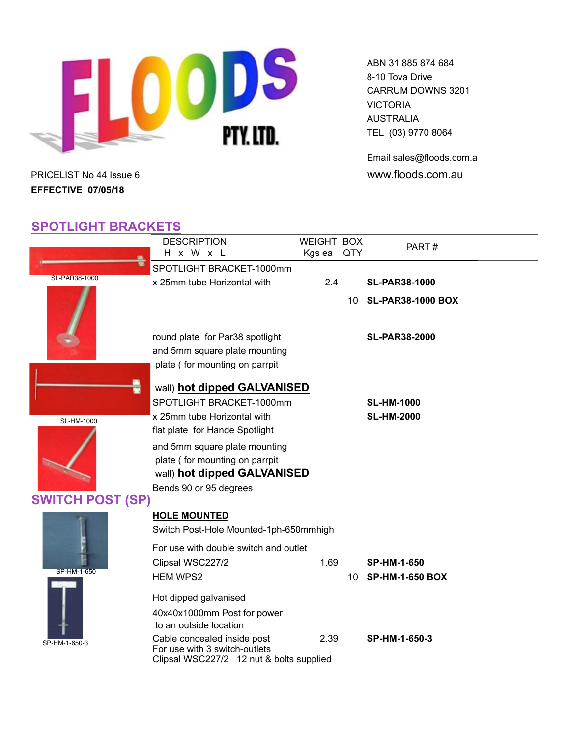FLOODS PTY. LTD.

ABN 31 885 874 684
8-10 Tova Drive
CARRUM DOWNS 3201
VICTORIA
AUSTRALIA
TEL (03) 9770 8064

Email sales@floods.com.a
www.floods.com.au

PRICELIST No 44 Issue 6
**EFFECTIVE 07/05/18**

## SPOTLIGHT BRACKETS

| | DESCRIPTION H x W x L | WEIGHT Kgs ea | BOX QTY | PART # |
|---|---|---|---|---|
| SL-PAR38-1000 | SPOTLIGHT BRACKET-1000mm x 25mm tube Horizontal with | 2.4 | | **SL-PAR38-1000** |
| | | | 10 | **SL-PAR38-1000 BOX** |
| | round plate for Par38 spotlight and 5mm square plate mounting plate ( for mounting on parrpit wall) **hot dipped GALVANISED** | | | **SL-PAR38-2000** |
| SL-HM-1000 | SPOTLIGHT BRACKET-1000mm x 25mm tube Horizontal with flat plate for Hande Spotlight and 5mm square plate mounting plate ( for mounting on parrpit wall) **hot dipped GALVANISED** Bends 90 or 95 degrees | | | **SL-HM-1000** **SL-HM-2000** |

## SWITCH POST (SP)

| | DESCRIPTION | WEIGHT Kgs ea | BOX QTY | PART # |
|---|---|---|---|---|
| SP-HM-1-650 | **HOLE MOUNTED** Switch Post-Hole Mounted-1ph-650mmhigh For use with double switch and outlet Clipsal WSC227/2 | 1.69 | | **SP-HM-1-650** |
| | HEM WPS2 | | 10 | **SP-HM-1-650 BOX** |
| SP-HM-1-650-3 | Hot dipped galvanised 40x40x1000mm Post for power to an outside location Cable concealed inside post For use with 3 switch-outlets Clipsal WSC227/2 12 nut & bolts supplied | 2.39 | | **SP-HM-1-650-3** |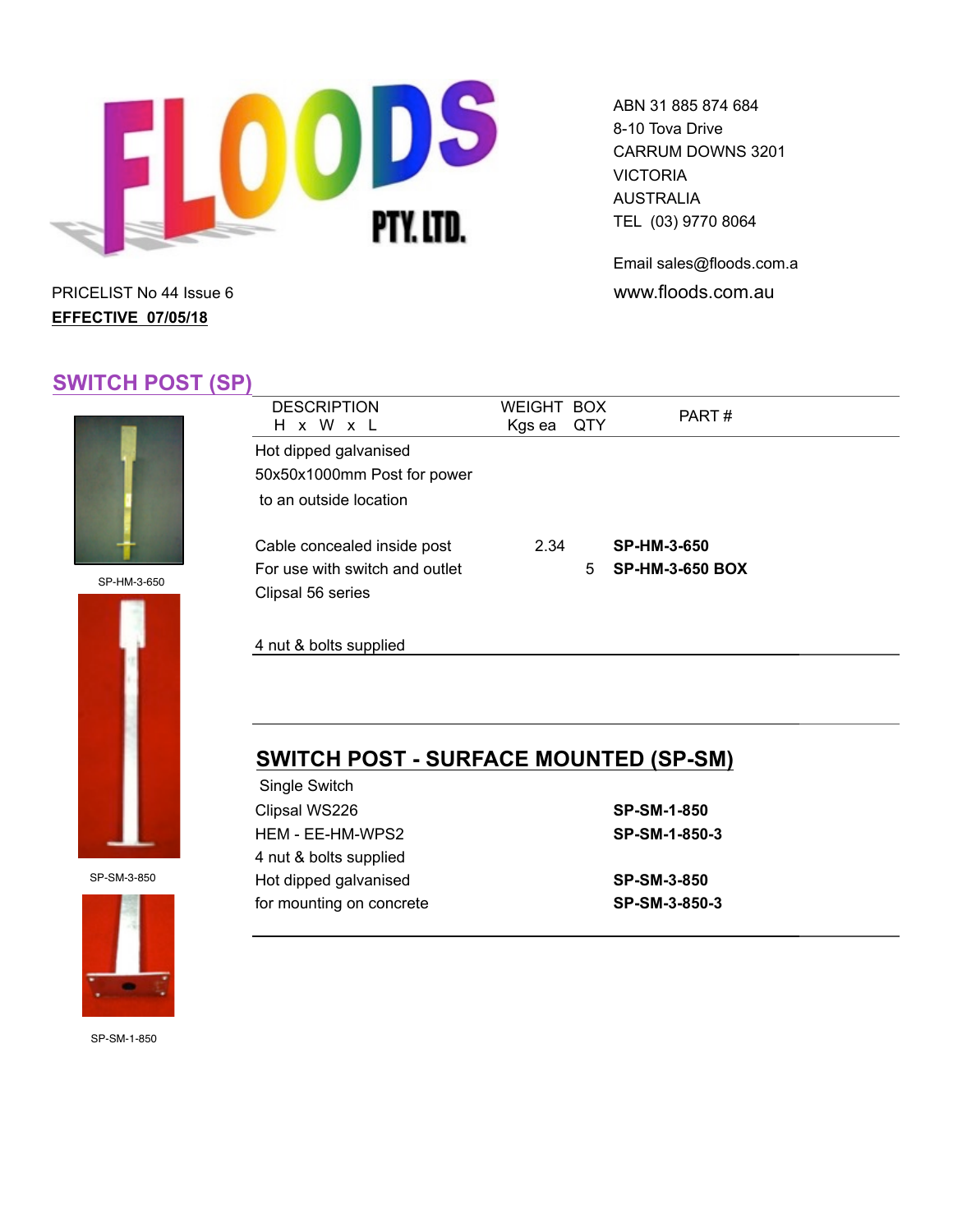# FLOODS PTY. LTD.

ABN 31 885 874 684
8-10 Tova Drive
CARRUM DOWNS 3201
VICTORIA
AUSTRALIA
TEL (03) 9770 8064

Email sales@floods.com.a
www.floods.com.au

PRICELIST No 44 Issue 6
**EFFECTIVE 07/05/18**

## SWITCH POST (SP)

| DESCRIPTION H x W x L | WEIGHT Kgs ea | BOX QTY | PART # |
|---|---|---|---|
| Hot dipped galvanised | | | |
| 50x50x1000mm Post for power | | | |
| to an outside location | | | |
| Cable concealed inside post | 2.34 | | **SP-HM-3-650** |
| For use with switch and outlet | | 5 | **SP-HM-3-650 BOX** |
| Clipsal 56 series | | | |
| 4 nut & bolts supplied | | | |

SP-HM-3-650

## SWITCH POST - SURFACE MOUNTED (SP-SM)

| DESCRIPTION | PART # |
|---|---|
| Single Switch | |
| Clipsal WS226 | **SP-SM-1-850** |
| HEM - EE-HM-WPS2 | **SP-SM-1-850-3** |
| 4 nut & bolts supplied | |
| Hot dipped galvanised | **SP-SM-3-850** |
| for mounting on concrete | **SP-SM-3-850-3** |

SP-SM-3-850

SP-SM-1-850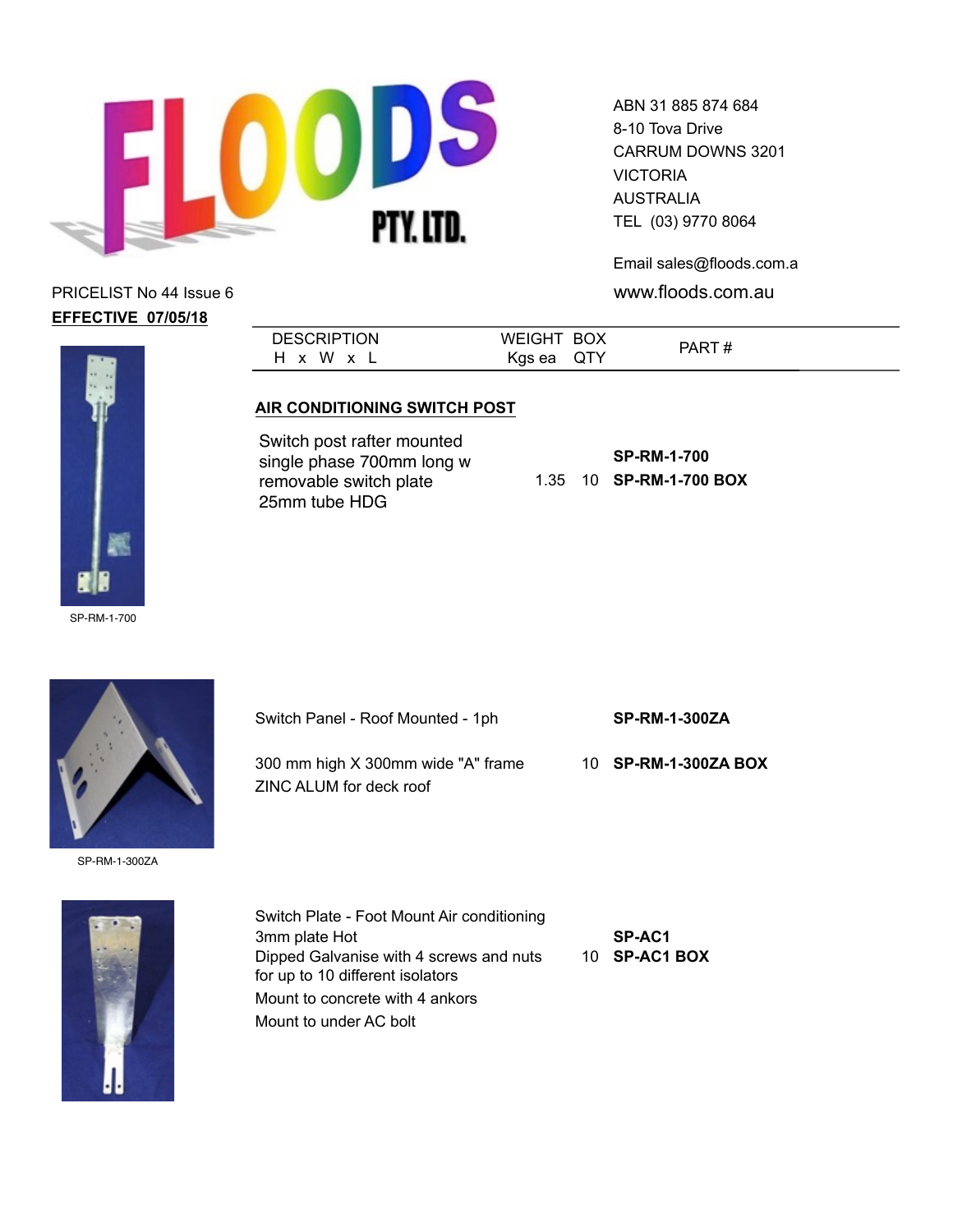FLOODS PTY. LTD.

ABN 31 885 874 684
8-10 Tova Drive
CARRUM DOWNS 3201
VICTORIA
AUSTRALIA
TEL (03) 9770 8064

Email sales@floods.com.a
www.floods.com.au

PRICELIST No 44 Issue 6

**EFFECTIVE 07/05/18**

| DESCRIPTION H x W x L | WEIGHT Kgs ea | BOX QTY | PART # |
|---|---|---|---|
| **AIR CONDITIONING SWITCH POST** | | | |
| Switch post rafter mounted single phase 700mm long w removable switch plate 25mm tube HDG | 1.35 | 10 | **SP-RM-1-700** **SP-RM-1-700 BOX** |
| Switch Panel - Roof Mounted - 1ph 300 mm high X 300mm wide "A" frame ZINC ALUM for deck roof | | 10 | **SP-RM-1-300ZA** **SP-RM-1-300ZA BOX** |
| Switch Plate - Foot Mount Air conditioning 3mm plate Hot Dipped Galvanise with 4 screws and nuts for up to 10 different isolators Mount to concrete with 4 ankors Mount to under AC bolt | | 10 | **SP-AC1** **SP-AC1 BOX** |

SP-RM-1-700

SP-RM-1-300ZA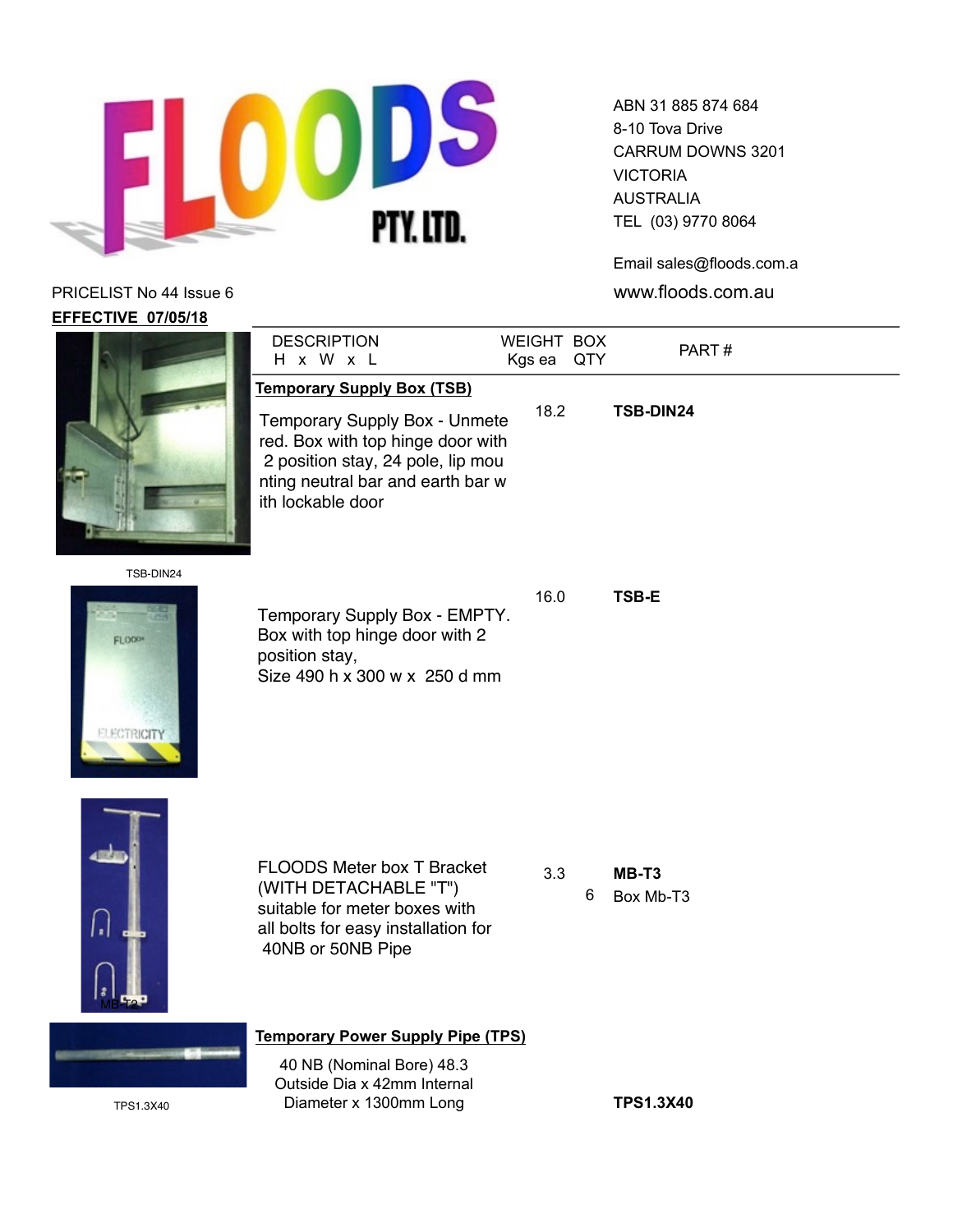ABN 31 885 874 684
8-10 Tova Drive
CARRUM DOWNS 3201
VICTORIA
AUSTRALIA
TEL (03) 9770 8064

Email sales@floods.com.a
www.floods.com.au

PRICELIST No 44 Issue 6

**EFFECTIVE 07/05/18**

| DESCRIPTION H x W x L | WEIGHT Kgs ea | BOX QTY | PART # |
|---|---|---|---|
| **Temporary Supply Box (TSB)** | | | |
| Temporary Supply Box - Unmetered. Box with top hinge door with 2 position stay, 24 pole, lip mounting neutral bar and earth bar with lockable door | 18.2 | | **TSB-DIN24** |
| Temporary Supply Box - EMPTY. Box with top hinge door with 2 position stay, Size 490 h x 300 w x 250 d mm | 16.0 | | **TSB-E** |
| FLOODS Meter box T Bracket (WITH DETACHABLE "T") suitable for meter boxes with all bolts for easy installation for 40NB or 50NB Pipe | 3.3 | 6 | **MB-T3** Box Mb-T3 |
| **Temporary Power Supply Pipe (TPS)** | | | |
| 40 NB (Nominal Bore) 48.3 Outside Dia x 42mm Internal Diameter x 1300mm Long | | | **TPS1.3X40** |

TSB-DIN24

MB-T2

TPS1.3X40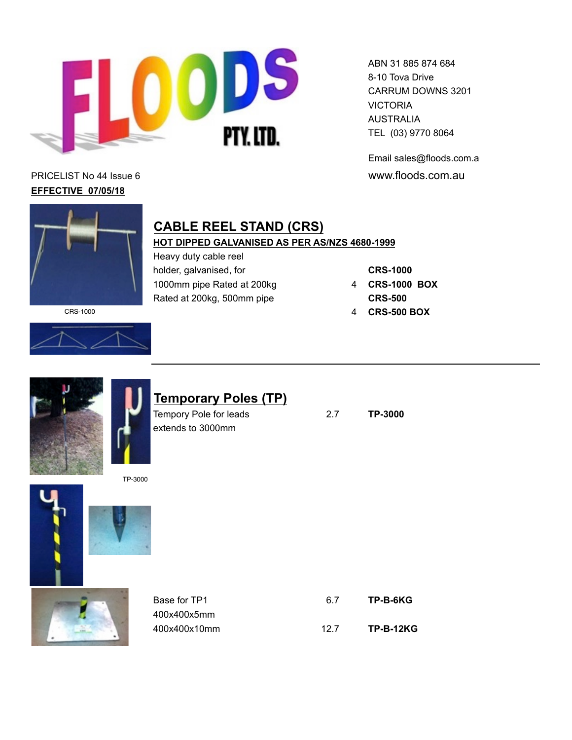ABN 31 885 874 684
8-10 Tova Drive
CARRUM DOWNS 3201
VICTORIA
AUSTRALIA
TEL (03) 9770 8064

Email sales@floods.com.a
www.floods.com.au

PRICELIST No 44 Issue 6
**EFFECTIVE 07/05/18**

## CABLE REEL STAND (CRS)

**HOT DIPPED GALVANISED AS PER AS/NZS 4680-1999**

| | | |
|---|---|---|
| Heavy duty cable reel holder, galvanised, for | | **CRS-1000** |
| 1000mm pipe Rated at 200kg | 4 | **CRS-1000 BOX** |
| Rated at 200kg, 500mm pipe | | **CRS-500** |
| | 4 | **CRS-500 BOX** |

CRS-1000

## Temporary Poles (TP)

| | | |
|---|---|---|
| Tempory Pole for leads extends to 3000mm | 2.7 | **TP-3000** |
| Base for TP1 400x400x5mm | 6.7 | **TP-B-6KG** |
| 400x400x10mm | 12.7 | **TP-B-12KG** |

TP-3000